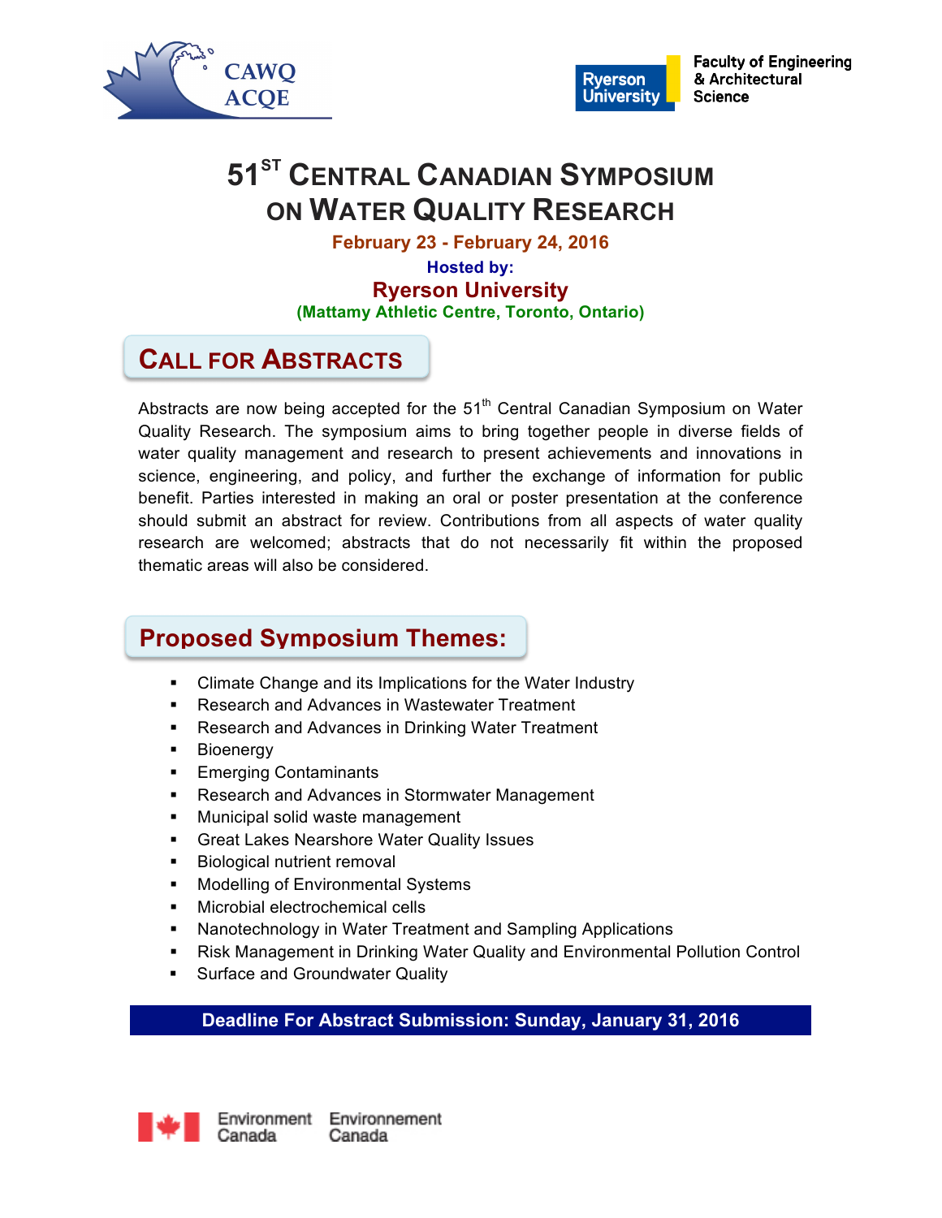CAWQ ACQE

Ryerson University | Faculty of Engineering & Architectural Science

# 51ST CENTRAL CANADIAN SYMPOSIUM ON WATER QUALITY RESEARCH

**February 23 - February 24, 2016**

**Hosted by:**

**Ryerson University**

**(Mattamy Athletic Centre, Toronto, Ontario)**

## CALL FOR ABSTRACTS

Abstracts are now being accepted for the 51th Central Canadian Symposium on Water Quality Research. The symposium aims to bring together people in diverse fields of water quality management and research to present achievements and innovations in science, engineering, and policy, and further the exchange of information for public benefit. Parties interested in making an oral or poster presentation at the conference should submit an abstract for review. Contributions from all aspects of water quality research are welcomed; abstracts that do not necessarily fit within the proposed thematic areas will also be considered.

## Proposed Symposium Themes:

- Climate Change and its Implications for the Water Industry
- Research and Advances in Wastewater Treatment
- Research and Advances in Drinking Water Treatment
- Bioenergy
- Emerging Contaminants
- Research and Advances in Stormwater Management
- Municipal solid waste management
- Great Lakes Nearshore Water Quality Issues
- Biological nutrient removal
- Modelling of Environmental Systems
- Microbial electrochemical cells
- Nanotechnology in Water Treatment and Sampling Applications
- Risk Management in Drinking Water Quality and Environmental Pollution Control
- Surface and Groundwater Quality

**Deadline For Abstract Submission: Sunday, January 31, 2016**

Environment Canada Environnement Canada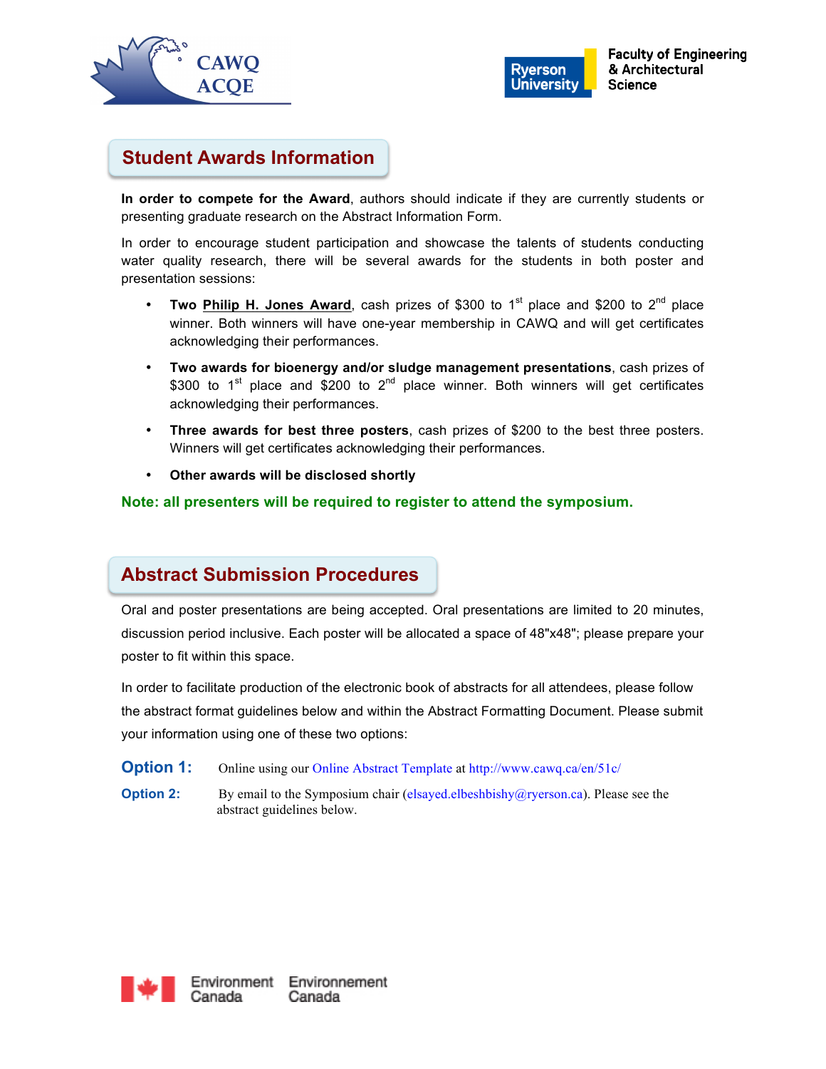## Student Awards Information

**In order to compete for the Award**, authors should indicate if they are currently students or presenting graduate research on the Abstract Information Form.

In order to encourage student participation and showcase the talents of students conducting water quality research, there will be several awards for the students in both poster and presentation sessions:

- **Two Philip H. Jones Award**, cash prizes of $300 to 1st place and $200 to 2nd place winner. Both winners will have one-year membership in CAWQ and will get certificates acknowledging their performances.
- **Two awards for bioenergy and/or sludge management presentations**, cash prizes of $300 to 1st place and $200 to 2nd place winner. Both winners will get certificates acknowledging their performances.
- **Three awards for best three posters**, cash prizes of $200 to the best three posters. Winners will get certificates acknowledging their performances.
- **Other awards will be disclosed shortly**

**Note: all presenters will be required to register to attend the symposium.**

## Abstract Submission Procedures

Oral and poster presentations are being accepted. Oral presentations are limited to 20 minutes, discussion period inclusive. Each poster will be allocated a space of 48"x48"; please prepare your poster to fit within this space.

In order to facilitate production of the electronic book of abstracts for all attendees, please follow the abstract format guidelines below and within the Abstract Formatting Document. Please submit your information using one of these two options:

**Option 1:** Online using our Online Abstract Template at http://www.cawq.ca/en/51c/

**Option 2:** By email to the Symposium chair (elsayed.elbeshbishy@ryerson.ca). Please see the abstract guidelines below.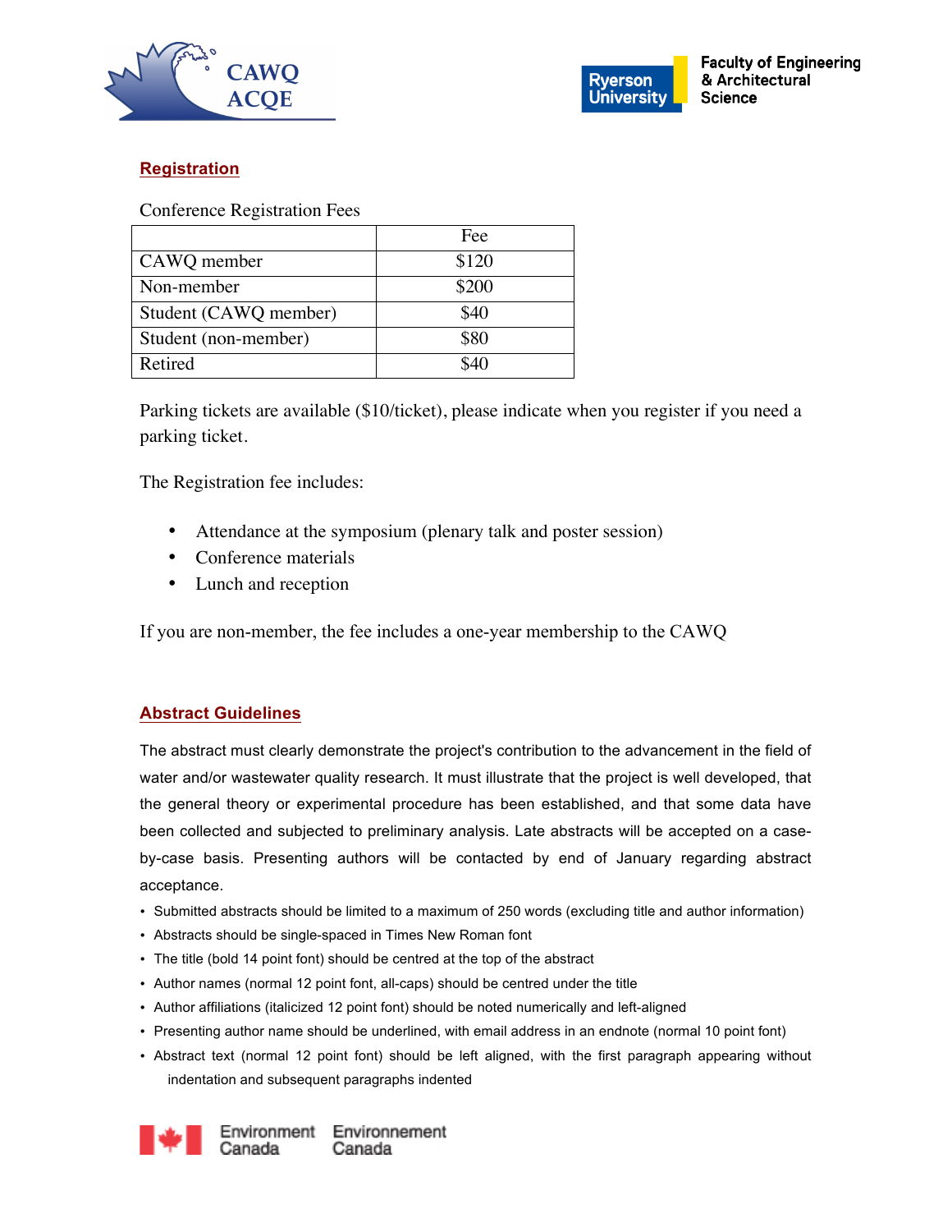## Registration

Conference Registration Fees

| | Fee |
|---|---|
| CAWQ member | $120 |
| Non-member | $200 |
| Student (CAWQ member) | $40 |
| Student (non-member) | $80 |
| Retired | $40 |

Parking tickets are available ($10/ticket), please indicate when you register if you need a parking ticket.

The Registration fee includes:

- Attendance at the symposium (plenary talk and poster session)
- Conference materials
- Lunch and reception

If you are non-member, the fee includes a one-year membership to the CAWQ

## Abstract Guidelines

The abstract must clearly demonstrate the project's contribution to the advancement in the field of water and/or wastewater quality research. It must illustrate that the project is well developed, that the general theory or experimental procedure has been established, and that some data have been collected and subjected to preliminary analysis. Late abstracts will be accepted on a case-by-case basis. Presenting authors will be contacted by end of January regarding abstract acceptance.

- Submitted abstracts should be limited to a maximum of 250 words (excluding title and author information)
- Abstracts should be single-spaced in Times New Roman font
- The title (bold 14 point font) should be centred at the top of the abstract
- Author names (normal 12 point font, all-caps) should be centred under the title
- Author affiliations (italicized 12 point font) should be noted numerically and left-aligned
- Presenting author name should be underlined, with email address in an endnote (normal 10 point font)
- Abstract text (normal 12 point font) should be left aligned, with the first paragraph appearing without indentation and subsequent paragraphs indented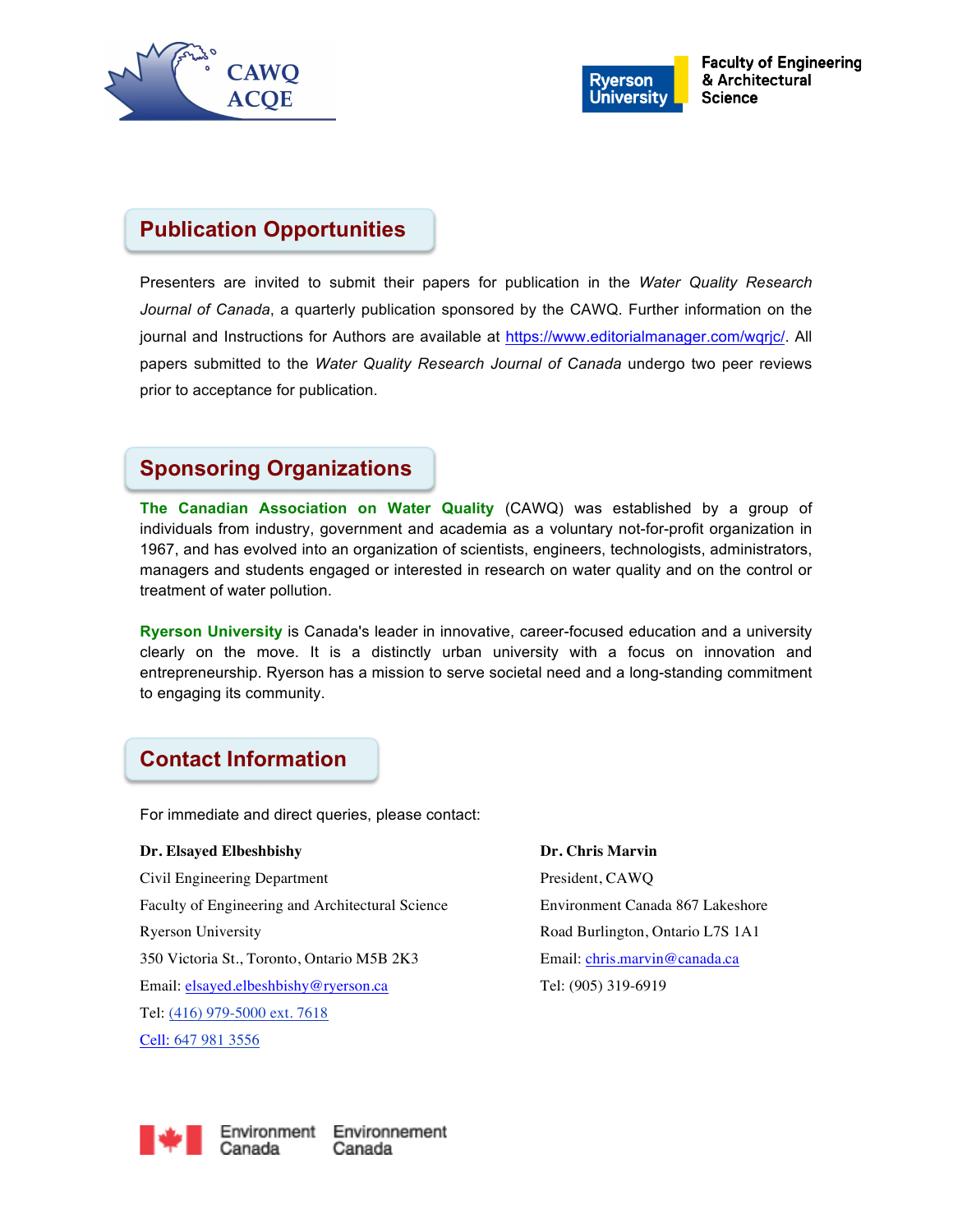## Publication Opportunities

Presenters are invited to submit their papers for publication in the *Water Quality Research Journal of Canada*, a quarterly publication sponsored by the CAWQ. Further information on the journal and Instructions for Authors are available at https://www.editorialmanager.com/wqrjc/. All papers submitted to the *Water Quality Research Journal of Canada* undergo two peer reviews prior to acceptance for publication.

## Sponsoring Organizations

**The Canadian Association on Water Quality** (CAWQ) was established by a group of individuals from industry, government and academia as a voluntary not-for-profit organization in 1967, and has evolved into an organization of scientists, engineers, technologists, administrators, managers and students engaged or interested in research on water quality and on the control or treatment of water pollution.

**Ryerson University** is Canada's leader in innovative, career-focused education and a university clearly on the move. It is a distinctly urban university with a focus on innovation and entrepreneurship. Ryerson has a mission to serve societal need and a long-standing commitment to engaging its community.

## Contact Information

For immediate and direct queries, please contact:

**Dr. Elsayed Elbeshbishy**
Civil Engineering Department
Faculty of Engineering and Architectural Science
Ryerson University
350 Victoria St., Toronto, Ontario M5B 2K3
Email: elsayed.elbeshbishy@ryerson.ca
Tel: (416) 979-5000 ext. 7618
Cell: 647 981 3556

**Dr. Chris Marvin**
President, CAWQ
Environment Canada 867 Lakeshore
Road Burlington, Ontario L7S 1A1
Email: chris.marvin@canada.ca
Tel: (905) 319-6919

Environment Canada Environnement Canada